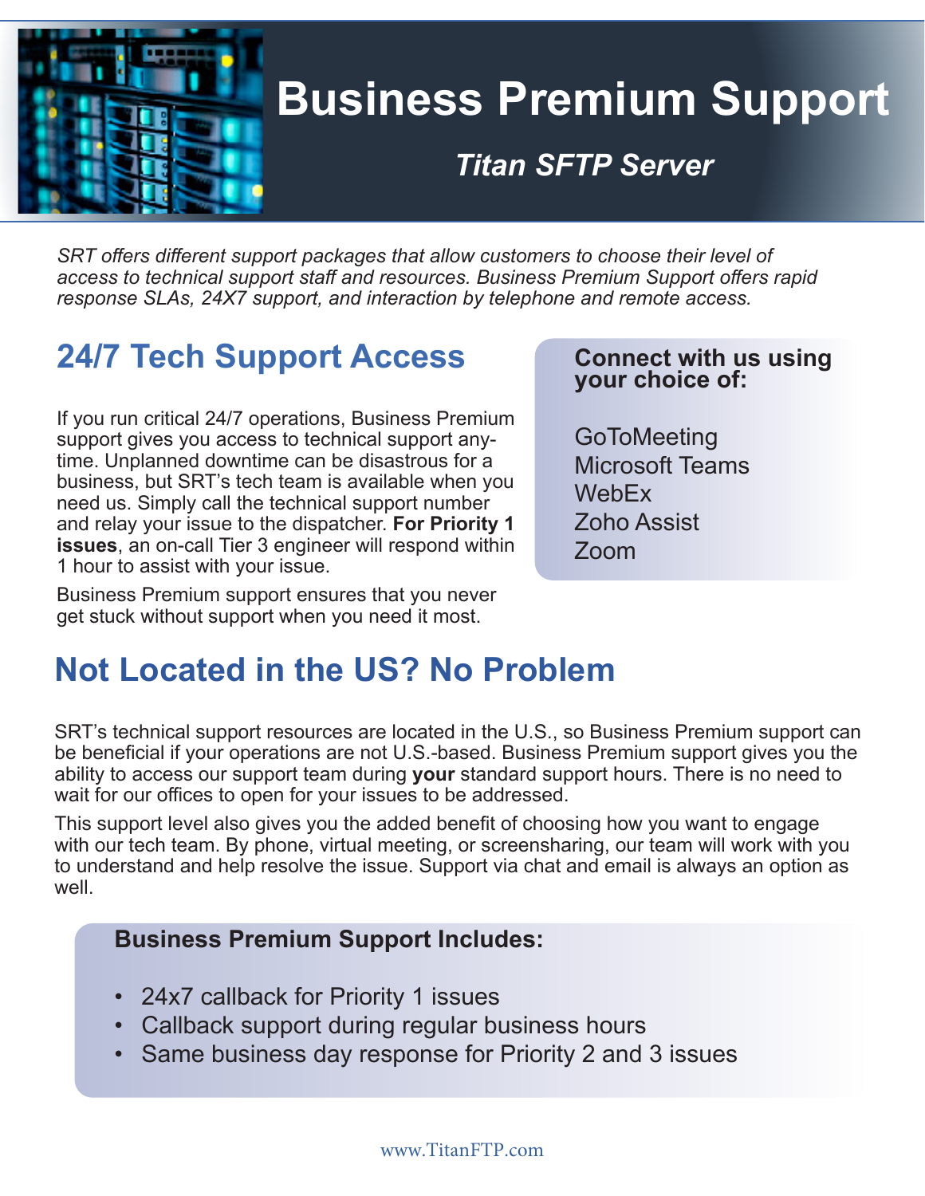# Business Premium Support

## *Titan SFTP Server*

*SRT offers different support packages that allow customers to choose their level of access to technical support staff and resources. Business Premium Support offers rapid response SLAs, 24X7 support, and interaction by telephone and remote access.*

## 24/7 Tech Support Access

If you run critical 24/7 operations, Business Premium support gives you access to technical support anytime. Unplanned downtime can be disastrous for a business, but SRT's tech team is available when you need us. Simply call the technical support number and relay your issue to the dispatcher. **For Priority 1 issues**, an on-call Tier 3 engineer will respond within 1 hour to assist with your issue.

Business Premium support ensures that you never get stuck without support when you need it most.

**Connect with us using your choice of:**

GoToMeeting
Microsoft Teams
WebEx
Zoho Assist
Zoom

## Not Located in the US? No Problem

SRT's technical support resources are located in the U.S., so Business Premium support can be beneficial if your operations are not U.S.-based. Business Premium support gives you the ability to access our support team during **your** standard support hours. There is no need to wait for our offices to open for your issues to be addressed.

This support level also gives you the added benefit of choosing how you want to engage with our tech team. By phone, virtual meeting, or screensharing, our team will work with you to understand and help resolve the issue. Support via chat and email is always an option as well.

**Business Premium Support Includes:**

- 24x7 callback for Priority 1 issues
- Callback support during regular business hours
- Same business day response for Priority 2 and 3 issues

www.TitanFTP.com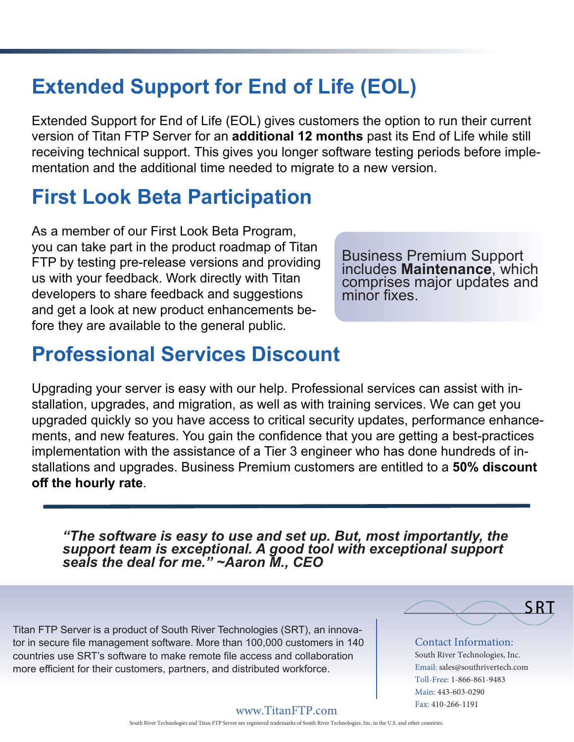## Extended Support for End of Life (EOL)

Extended Support for End of Life (EOL) gives customers the option to run their current version of Titan FTP Server for an **additional 12 months** past its End of Life while still receiving technical support. This gives you longer software testing periods before implementation and the additional time needed to migrate to a new version.

## First Look Beta Participation

As a member of our First Look Beta Program, you can take part in the product roadmap of Titan FTP by testing pre-release versions and providing us with your feedback. Work directly with Titan developers to share feedback and suggestions and get a look at new product enhancements before they are available to the general public.

Business Premium Support includes **Maintenance**, which comprises major updates and minor fixes.

## Professional Services Discount

Upgrading your server is easy with our help. Professional services can assist with installation, upgrades, and migration, as well as with training services. We can get you upgraded quickly so you have access to critical security updates, performance enhancements, and new features. You gain the confidence that you are getting a best-practices implementation with the assistance of a Tier 3 engineer who has done hundreds of installations and upgrades. Business Premium customers are entitled to a **50% discount off the hourly rate**.

---

***"The software is easy to use and set up. But, most importantly, the support team is exceptional. A good tool with exceptional support seals the deal for me." ~Aaron M., CEO***

Titan FTP Server is a product of South River Technologies (SRT), an innovator in secure file management software. More than 100,000 customers in 140 countries use SRT's software to make remote file access and collaboration more efficient for their customers, partners, and distributed workforce.

SRT

Contact Information:
South River Technologies, Inc.
Email: sales@southrivertech.com
Toll-Free: 1-866-861-9483
Main: 443-603-0290
Fax: 410-266-1191

www.TitanFTP.com

South River Technologies and Titan FTP Server are registered trademarks of South River Technologies, Inc. in the U.S. and other countries.